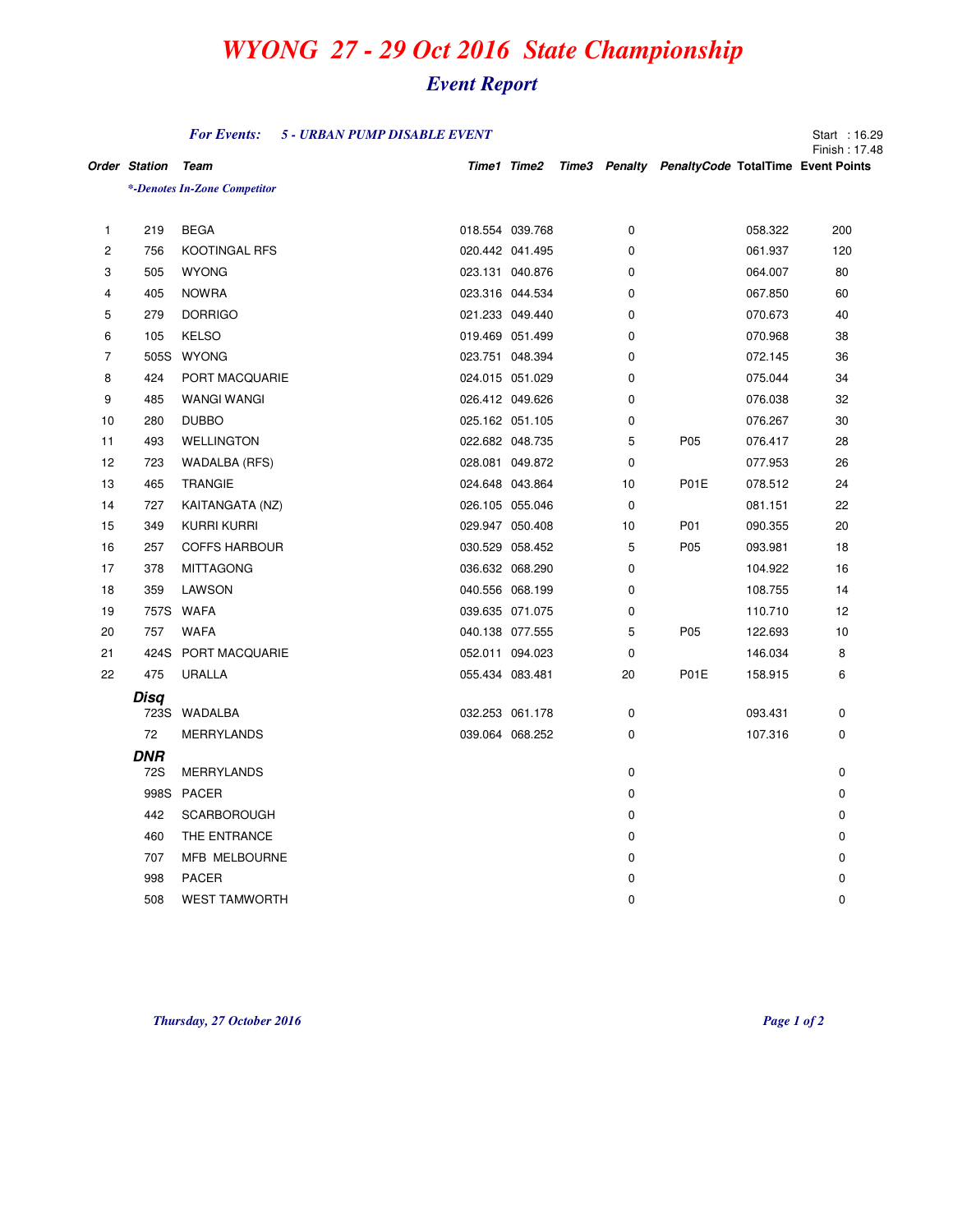# WYONG 27 - 29 Oct 2016 State Championship

## Event Report

*For Events:* ***5 - URBAN PUMP DISABLE EVENT***

Start : 16.29
Finish : 17.48

*\*-Denotes In-Zone Competitor*

| Order | Station | Team | Time1 | Time2 | Time3 | Penalty | PenaltyCode | TotalTime | Event Points |
|---|---|---|---|---|---|---|---|---|---|
| 1 | 219 | BEGA | 018.554 | 039.768 | | 0 | | 058.322 | 200 |
| 2 | 756 | KOOTINGAL RFS | 020.442 | 041.495 | | 0 | | 061.937 | 120 |
| 3 | 505 | WYONG | 023.131 | 040.876 | | 0 | | 064.007 | 80 |
| 4 | 405 | NOWRA | 023.316 | 044.534 | | 0 | | 067.850 | 60 |
| 5 | 279 | DORRIGO | 021.233 | 049.440 | | 0 | | 070.673 | 40 |
| 6 | 105 | KELSO | 019.469 | 051.499 | | 0 | | 070.968 | 38 |
| 7 | 505S | WYONG | 023.751 | 048.394 | | 0 | | 072.145 | 36 |
| 8 | 424 | PORT MACQUARIE | 024.015 | 051.029 | | 0 | | 075.044 | 34 |
| 9 | 485 | WANGI WANGI | 026.412 | 049.626 | | 0 | | 076.038 | 32 |
| 10 | 280 | DUBBO | 025.162 | 051.105 | | 0 | | 076.267 | 30 |
| 11 | 493 | WELLINGTON | 022.682 | 048.735 | | 5 | P05 | 076.417 | 28 |
| 12 | 723 | WADALBA (RFS) | 028.081 | 049.872 | | 0 | | 077.953 | 26 |
| 13 | 465 | TRANGIE | 024.648 | 043.864 | | 10 | P01E | 078.512 | 24 |
| 14 | 727 | KAITANGATA (NZ) | 026.105 | 055.046 | | 0 | | 081.151 | 22 |
| 15 | 349 | KURRI KURRI | 029.947 | 050.408 | | 10 | P01 | 090.355 | 20 |
| 16 | 257 | COFFS HARBOUR | 030.529 | 058.452 | | 5 | P05 | 093.981 | 18 |
| 17 | 378 | MITTAGONG | 036.632 | 068.290 | | 0 | | 104.922 | 16 |
| 18 | 359 | LAWSON | 040.556 | 068.199 | | 0 | | 108.755 | 14 |
| 19 | 757S | WAFA | 039.635 | 071.075 | | 0 | | 110.710 | 12 |
| 20 | 757 | WAFA | 040.138 | 077.555 | | 5 | P05 | 122.693 | 10 |
| 21 | 424S | PORT MACQUARIE | 052.011 | 094.023 | | 0 | | 146.034 | 8 |
| 22 | 475 | URALLA | 055.434 | 083.481 | | 20 | P01E | 158.915 | 6 |
| | ***Disq*** | | | | | | | | |
| | 723S | WADALBA | 032.253 | 061.178 | | 0 | | 093.431 | 0 |
| | 72 | MERRYLANDS | 039.064 | 068.252 | | 0 | | 107.316 | 0 |
| | ***DNR*** | | | | | | | | |
| | 72S | MERRYLANDS | | | | 0 | | | 0 |
| | 998S | PACER | | | | 0 | | | 0 |
| | 442 | SCARBOROUGH | | | | 0 | | | 0 |
| | 460 | THE ENTRANCE | | | | 0 | | | 0 |
| | 707 | MFB MELBOURNE | | | | 0 | | | 0 |
| | 998 | PACER | | | | 0 | | | 0 |
| | 508 | WEST TAMWORTH | | | | 0 | | | 0 |

*Thursday, 27 October 2016*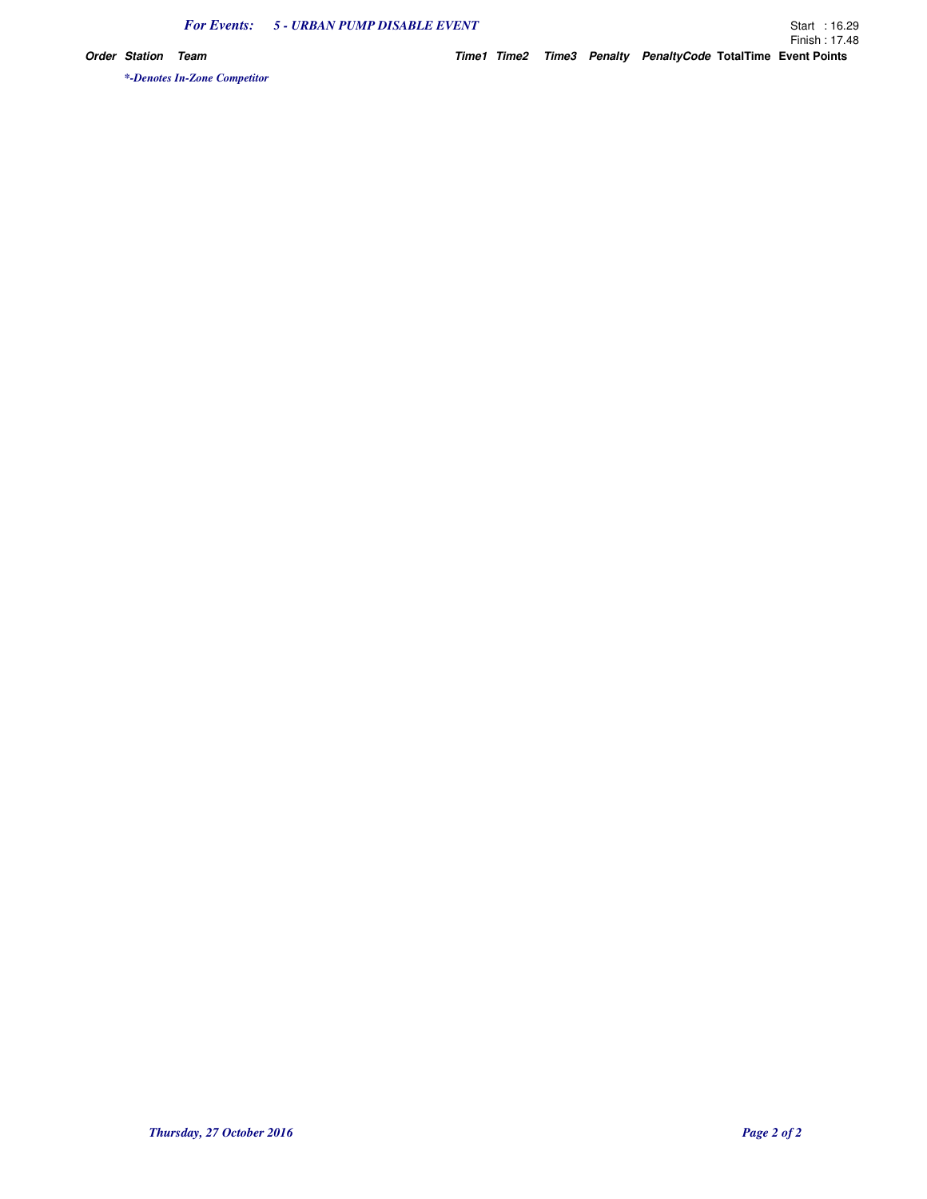*For Events:* **5 - URBAN PUMP DISABLE EVENT**

Start : 16.29
Finish : 17.48

| Order | Station | Team | Time1 | Time2 | Time3 | Penalty | PenaltyCode | TotalTime | Event Points |
|---|---|---|---|---|---|---|---|---|---|

*\*-Denotes In-Zone Competitor*

*Thursday, 27 October 2016*